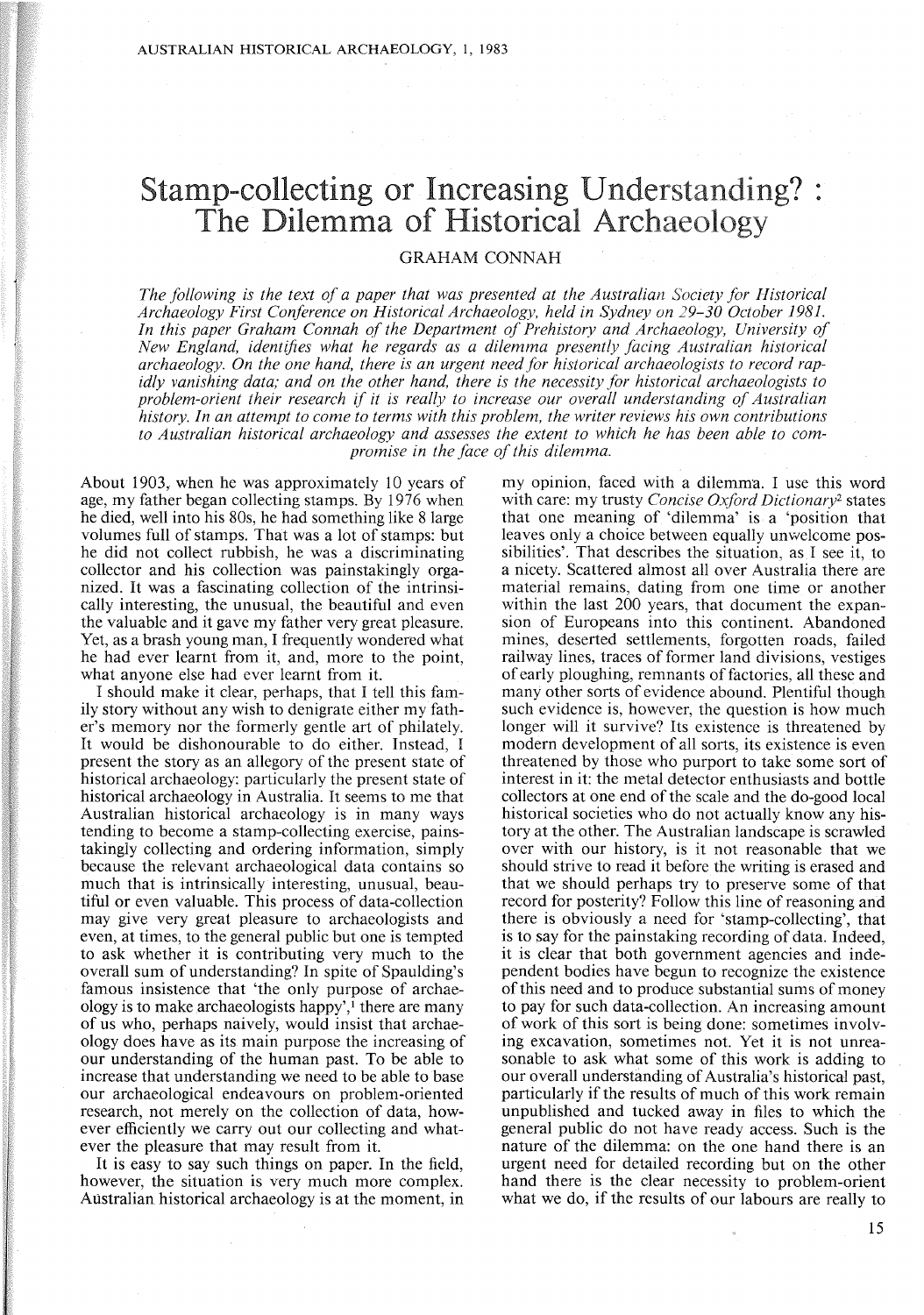# Stamp-collecting or Increasing Understanding? : The Dilemma of Historical Archaeology

GRAHAM CONNAH

*The following is the text of a paper that was presented at the Australian Society for Historical Archaeology First Conference on Historical Archaeology, held in Sydney on 29–30 October 1981. In this paper Graham Connah of the Department of Prehistory and Archaeology, University of New England, identifies what he regards as a dilemma presently facing Australian historical archaeology. On the one hand, there is an urgent need for historical archaeologists to record rapidly vanishing data; and on the other hand, there is the necessity for historical archaeologists to problem-orient their research if it is really to increase our overall understanding of Australian history. In an attempt to come to terms with this problem, the writer reviews his own contributions to Australian historical archaeology and assesses the extent to which he has been able to compromise in the face of this dilemma.*

About 1903, when he was approximately 10 years of age, my father began collecting stamps. By 1976 when he died, well into his 80s, he had something like 8 large volumes full of stamps. That was a lot of stamps: but he did not collect rubbish, he was a discriminating collector and his collection was painstakingly organized. It was a fascinating collection of the intrinsically interesting, the unusual, the beautiful and even the valuable and it gave my father very great pleasure. Yet, as a brash young man, I frequently wondered what he had ever learnt from it, and, more to the point, what anyone else had ever learnt from it.

I should make it clear, perhaps, that I tell this family story without any wish to denigrate either my father's memory nor the formerly gentle art of philately. It would be dishonourable to do either. Instead, I present the story as an allegory of the present state of historical archaeology: particularly the present state of historical archaeology in Australia. It seems to me that Australian historical archaeology is in many ways tending to become a stamp-collecting exercise, painstakingly collecting and ordering information, simply because the relevant archaeological data contains so much that is intrinsically interesting, unusual, beautiful or even valuable. This process of data-collection may give very great pleasure to archaeologists and even, at times, to the general public but one is tempted to ask whether it is contributing very much to the overall sum of understanding? In spite of Spaulding's famous insistence that 'the only purpose of archaeology is to make archaeologists happy',[1] there are many of us who, perhaps naively, would insist that archaeology does have as its main purpose the increasing of our understanding of the human past. To be able to increase that understanding we need to be able to base our archaeological endeavours on problem-oriented research, not merely on the collection of data, however efficiently we carry out our collecting and whatever the pleasure that may result from it.

It is easy to say such things on paper. In the field, however, the situation is very much more complex. Australian historical archaeology is at the moment, in my opinion, faced with a dilemma. I use this word with care: my trusty *Concise Oxford Dictionary*[2] states that one meaning of 'dilemma' is a 'position that leaves only a choice between equally unwelcome possibilities'. That describes the situation, as I see it, to a nicety. Scattered almost all over Australia there are material remains, dating from one time or another within the last 200 years, that document the expansion of Europeans into this continent. Abandoned mines, deserted settlements, forgotten roads, failed railway lines, traces of former land divisions, vestiges of early ploughing, remnants of factories, all these and many other sorts of evidence abound. Plentiful though such evidence is, however, the question is how much longer will it survive? Its existence is threatened by modern development of all sorts, its existence is even threatened by those who purport to take some sort of interest in it: the metal detector enthusiasts and bottle collectors at one end of the scale and the do-good local historical societies who do not actually know any history at the other. The Australian landscape is scrawled over with our history, is it not reasonable that we should strive to read it before the writing is erased and that we should perhaps try to preserve some of that record for posterity? Follow this line of reasoning and there is obviously a need for 'stamp-collecting', that is to say for the painstaking recording of data. Indeed, it is clear that both government agencies and independent bodies have begun to recognize the existence of this need and to produce substantial sums of money to pay for such data-collection. An increasing amount of work of this sort is being done: sometimes involving excavation, sometimes not. Yet it is not unreasonable to ask what some of this work is adding to our overall understanding of Australia's historical past, particularly if the results of much of this work remain unpublished and tucked away in files to which the general public do not have ready access. Such is the nature of the dilemma: on the one hand there is an urgent need for detailed recording but on the other hand there is the clear necessity to problem-orient what we do, if the results of our labours are really to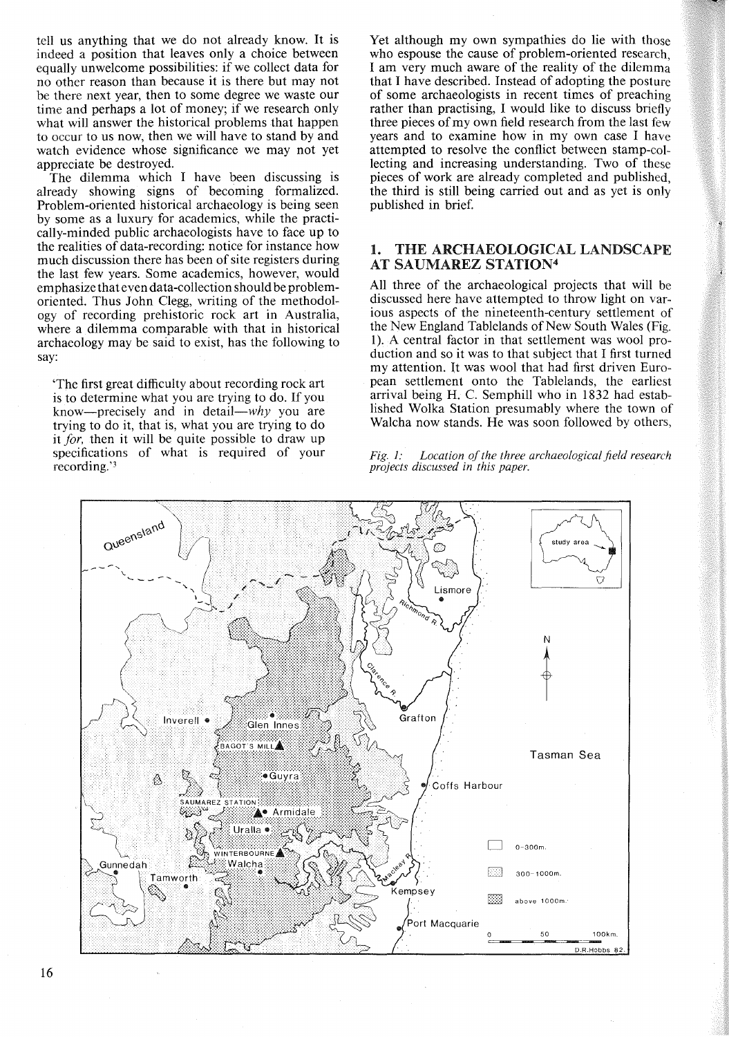tell us anything that we do not already know. It is indeed a position that leaves only a choice between equally unwelcome possibilities: if we collect data for no other reason than because it is there but may not be there next year, then to some degree we waste our time and perhaps a lot of money; if we research only what will answer the historical problems that happen to occur to us now, then we will have to stand by and watch evidence whose significance we may not yet appreciate be destroyed.

The dilemma which I have been discussing is already showing signs of becoming formalized. Problem-oriented historical archaeology is being seen by some as a luxury for academics, while the practically-minded public archaeologists have to face up to the realities of data-recording: notice for instance how much discussion there has been of site registers during the last few years. Some academics, however, would emphasize that even data-collection should be problem-oriented. Thus John Clegg, writing of the methodology of recording prehistoric rock art in Australia, where a dilemma comparable with that in historical archaeology may be said to exist, has the following to say:

> 'The first great difficulty about recording rock art is to determine what you are trying to do. If you know—precisely and in detail—*why* you are trying to do it, that is, what you are trying to do it *for*, then it will be quite possible to draw up specifications of what is required of your recording.'[3]

Yet although my own sympathies do lie with those who espouse the cause of problem-oriented research, I am very much aware of the reality of the dilemma that I have described. Instead of adopting the posture of some archaeologists in recent times of preaching rather than practising, I would like to discuss briefly three pieces of my own field research from the last few years and to examine how in my own case I have attempted to resolve the conflict between stamp-collecting and increasing understanding. Two of these pieces of work are already completed and published, the third is still being carried out and as yet is only published in brief.

## 1. THE ARCHAEOLOGICAL LANDSCAPE AT SAUMAREZ STATION[4]

All three of the archaeological projects that will be discussed here have attempted to throw light on various aspects of the nineteenth-century settlement of the New England Tablelands of New South Wales (Fig. 1). A central factor in that settlement was wool production and so it was to that subject that I first turned my attention. It was wool that had first driven European settlement onto the Tablelands, the earliest arrival being H. C. Semphill who in 1832 had established Wolka Station presumably where the town of Walcha now stands. He was soon followed by others,

*Fig. 1: Location of the three archaeological field research projects discussed in this paper.*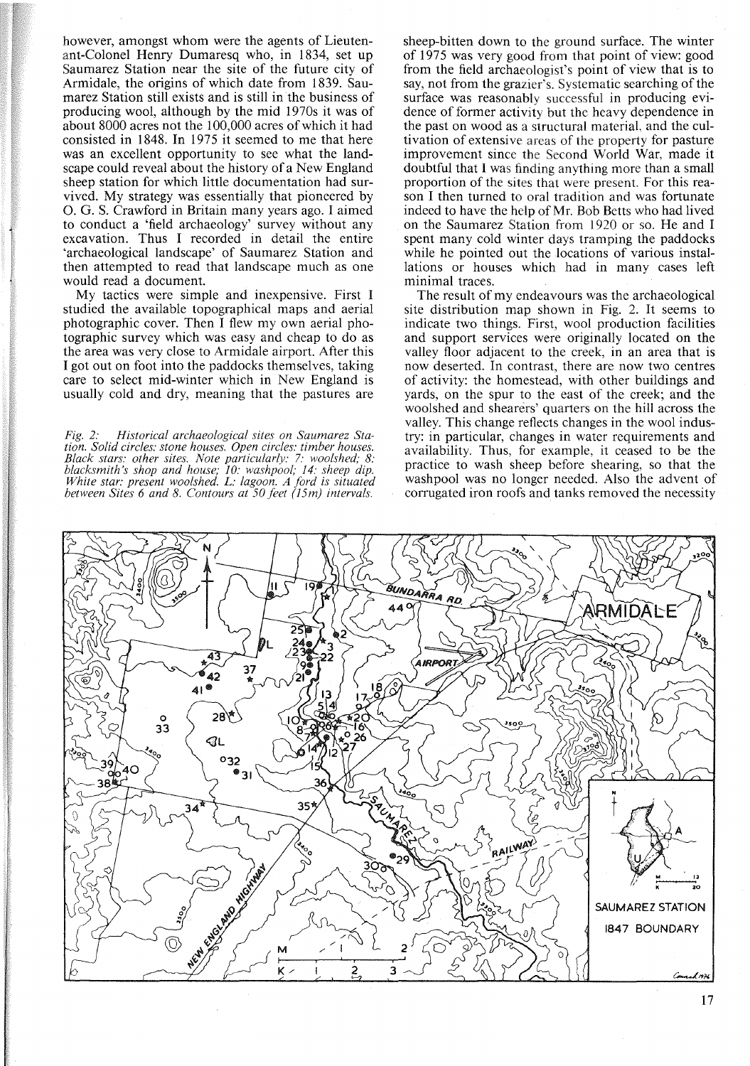however, amongst whom were the agents of Lieutenant-Colonel Henry Dumaresq who, in 1834, set up Saumarez Station near the site of the future city of Armidale, the origins of which date from 1839. Saumarez Station still exists and is still in the business of producing wool, although by the mid 1970s it was of about 8000 acres not the 100,000 acres of which it had consisted in 1848. In 1975 it seemed to me that here was an excellent opportunity to see what the landscape could reveal about the history of a New England sheep station for which little documentation had survived. My strategy was essentially that pioneered by O. G. S. Crawford in Britain many years ago. I aimed to conduct a 'field archaeology' survey without any excavation. Thus I recorded in detail the entire 'archaeological landscape' of Saumarez Station and then attempted to read that landscape much as one would read a document.

My tactics were simple and inexpensive. First I studied the available topographical maps and aerial photographic cover. Then I flew my own aerial photographic survey which was easy and cheap to do as the area was very close to Armidale airport. After this I got out on foot into the paddocks themselves, taking care to select mid-winter which in New England is usually cold and dry, meaning that the pastures are sheep-bitten down to the ground surface. The winter of 1975 was very good from that point of view: good from the field archaeologist's point of view that is to say, not from the grazier's. Systematic searching of the surface was reasonably successful in producing evidence of former activity but the heavy dependence in the past on wood as a structural material, and the cultivation of extensive areas of the property for pasture improvement since the Second World War, made it doubtful that I was finding anything more than a small proportion of the sites that were present. For this reason I then turned to oral tradition and was fortunate indeed to have the help of Mr. Bob Betts who had lived on the Saumarez Station from 1920 or so. He and I spent many cold winter days tramping the paddocks while he pointed out the locations of various installations or houses which had in many cases left minimal traces.

The result of my endeavours was the archaeological site distribution map shown in Fig. 2. It seems to indicate two things. First, wool production facilities and support services were originally located on the valley floor adjacent to the creek, in an area that is now deserted. In contrast, there are now two centres of activity: the homestead, with other buildings and yards, on the spur to the east of the creek; and the woolshed and shearers' quarters on the hill across the valley. This change reflects changes in the wool industry: in particular, changes in water requirements and availability. Thus, for example, it ceased to be the practice to wash sheep before shearing, so that the washpool was no longer needed. Also the advent of corrugated iron roofs and tanks removed the necessity

*Fig. 2: Historical archaeological sites on Saumarez Station. Solid circles: stone houses. Open circles: timber houses. Black stars: other sites. Note particularly: 7: woolshed; 8: blacksmith's shop and house; 10: washpool; 14: sheep dip. White star: present woolshed. L: lagoon. A ford is situated between Sites 6 and 8. Contours at 50 feet (15m) intervals.*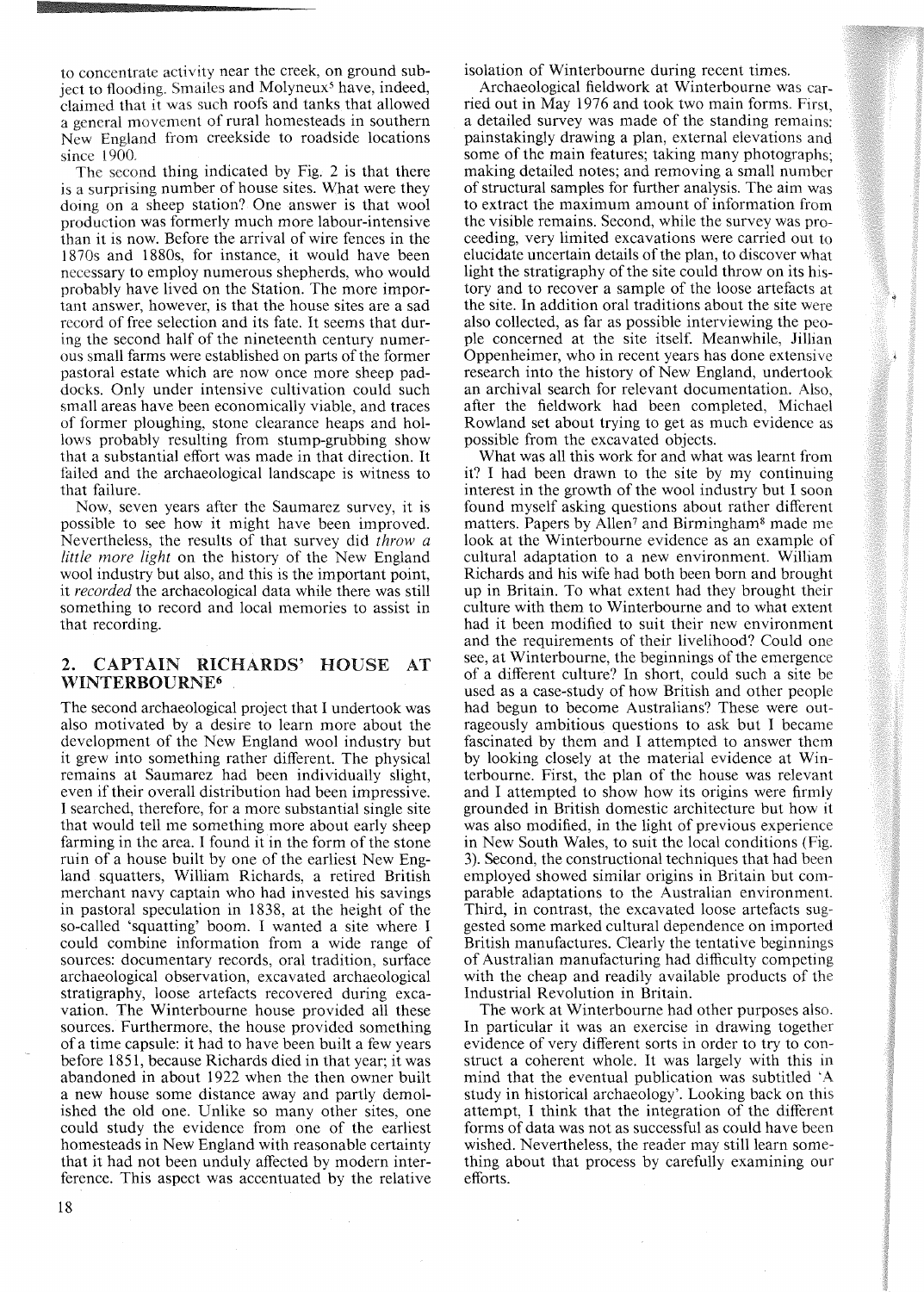to concentrate activity near the creek, on ground subject to flooding. Smailes and Molyneux[5] have, indeed, claimed that it was such roofs and tanks that allowed a general movement of rural homesteads in southern New England from creekside to roadside locations since 1900.

The second thing indicated by Fig. 2 is that there is a surprising number of house sites. What were they doing on a sheep station? One answer is that wool production was formerly much more labour-intensive than it is now. Before the arrival of wire fences in the 1870s and 1880s, for instance, it would have been necessary to employ numerous shepherds, who would probably have lived on the Station. The more important answer, however, is that the house sites are a sad record of free selection and its fate. It seems that during the second half of the nineteenth century numerous small farms were established on parts of the former pastoral estate which are now once more sheep paddocks. Only under intensive cultivation could such small areas have been economically viable, and traces of former ploughing, stone clearance heaps and hollows probably resulting from stump-grubbing show that a substantial effort was made in that direction. It failed and the archaeological landscape is witness to that failure.

Now, seven years after the Saumarez survey, it is possible to see how it might have been improved. Nevertheless, the results of that survey did *throw a little more light* on the history of the New England wool industry but also, and this is the important point, it *recorded* the archaeological data while there was still something to record and local memories to assist in that recording.

## 2. CAPTAIN RICHARDS' HOUSE AT WINTERBOURNE[6]

The second archaeological project that I undertook was also motivated by a desire to learn more about the development of the New England wool industry but it grew into something rather different. The physical remains at Saumarez had been individually slight, even if their overall distribution had been impressive. I searched, therefore, for a more substantial single site that would tell me something more about early sheep farming in the area. I found it in the form of the stone ruin of a house built by one of the earliest New England squatters, William Richards, a retired British merchant navy captain who had invested his savings in pastoral speculation in 1838, at the height of the so-called 'squatting' boom. I wanted a site where I could combine information from a wide range of sources: documentary records, oral tradition, surface archaeological observation, excavated archaeological stratigraphy, loose artefacts recovered during excavation. The Winterbourne house provided all these sources. Furthermore, the house provided something of a time capsule: it had to have been built a few years before 1851, because Richards died in that year; it was abandoned in about 1922 when the then owner built a new house some distance away and partly demolished the old one. Unlike so many other sites, one could study the evidence from one of the earliest homesteads in New England with reasonable certainty that it had not been unduly affected by modern interference. This aspect was accentuated by the relative isolation of Winterbourne during recent times.

Archaeological fieldwork at Winterbourne was carried out in May 1976 and took two main forms. First, a detailed survey was made of the standing remains: painstakingly drawing a plan, external elevations and some of the main features; taking many photographs; making detailed notes; and removing a small number of structural samples for further analysis. The aim was to extract the maximum amount of information from the visible remains. Second, while the survey was proceeding, very limited excavations were carried out to elucidate uncertain details of the plan, to discover what light the stratigraphy of the site could throw on its history and to recover a sample of the loose artefacts at the site. In addition oral traditions about the site were also collected, as far as possible interviewing the people concerned at the site itself. Meanwhile, Jillian Oppenheimer, who in recent years has done extensive research into the history of New England, undertook an archival search for relevant documentation. Also, after the fieldwork had been completed, Michael Rowland set about trying to get as much evidence as possible from the excavated objects.

What was all this work for and what was learnt from it? I had been drawn to the site by my continuing interest in the growth of the wool industry but I soon found myself asking questions about rather different matters. Papers by Allen[7] and Birmingham[8] made me look at the Winterbourne evidence as an example of cultural adaptation to a new environment. William Richards and his wife had both been born and brought up in Britain. To what extent had they brought their culture with them to Winterbourne and to what extent had it been modified to suit their new environment and the requirements of their livelihood? Could one see, at Winterbourne, the beginnings of the emergence of a different culture? In short, could such a site be used as a case-study of how British and other people had begun to become Australians? These were outrageously ambitious questions to ask but I became fascinated by them and I attempted to answer them by looking closely at the material evidence at Winterbourne. First, the plan of the house was relevant and I attempted to show how its origins were firmly grounded in British domestic architecture but how it was also modified, in the light of previous experience in New South Wales, to suit the local conditions (Fig. 3). Second, the constructional techniques that had been employed showed similar origins in Britain but comparable adaptations to the Australian environment. Third, in contrast, the excavated loose artefacts suggested some marked cultural dependence on imported British manufactures. Clearly the tentative beginnings of Australian manufacturing had difficulty competing with the cheap and readily available products of the Industrial Revolution in Britain.

The work at Winterbourne had other purposes also. In particular it was an exercise in drawing together evidence of very different sorts in order to try to construct a coherent whole. It was largely with this in mind that the eventual publication was subtitled 'A study in historical archaeology'. Looking back on this attempt, I think that the integration of the different forms of data was not as successful as could have been wished. Nevertheless, the reader may still learn something about that process by carefully examining our efforts.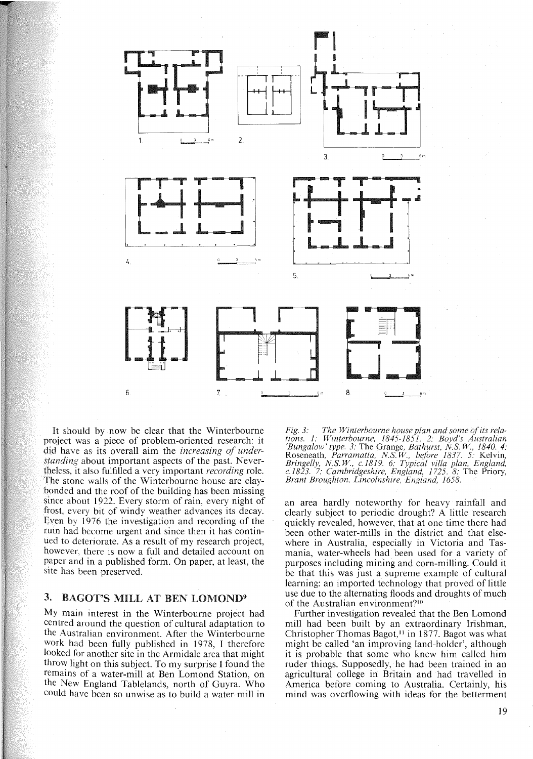It should by now be clear that the Winterbourne project was a piece of problem-oriented research: it did have as its overall aim the *increasing of understanding* about important aspects of the past. Nevertheless, it also fulfilled a very important *recording* role. The stone walls of the Winterbourne house are clay-bonded and the roof of the building has been missing since about 1922. Every storm of rain, every night of frost, every bit of windy weather advances its decay. Even by 1976 the investigation and recording of the ruin had become urgent and since then it has continued to deteriorate. As a result of my research project, however, there is now a full and detailed account on paper and in a published form. On paper, at least, the site has been preserved.

## 3. BAGOT'S MILL AT BEN LOMOND[9]

My main interest in the Winterbourne project had centred around the question of cultural adaptation to the Australian environment. After the Winterbourne work had been fully published in 1978, I therefore looked for another site in the Armidale area that might throw light on this subject. To my surprise I found the remains of a water-mill at Ben Lomond Station, on the New England Tablelands, north of Guyra. Who could have been so unwise as to build a water-mill in an area hardly noteworthy for heavy rainfall and clearly subject to periodic drought? A little research quickly revealed, however, that at one time there had been other water-mills in the district and that elsewhere in Australia, especially in Victoria and Tasmania, water-wheels had been used for a variety of purposes including mining and corn-milling. Could it be that this was just a supreme example of cultural learning: an imported technology that proved of little use due to the alternating floods and droughts of much of the Australian environment?[10]

*Fig. 3: The Winterbourne house plan and some of its relations. 1: Winterbourne, 1845-1851. 2: Boyd's Australian 'Bungalow' type. 3:* The Grange, *Bathurst, N.S.W., 1840. 4:* Roseneath, *Parramatta, N.S.W., before 1837. 5:* Kelvin, *Bringelly, N.S.W., c.1819. 6: Typical villa plan, England, c.1823. 7: Cambridgeshire, England, 1725. 8:* The Priory, *Brant Broughton, Lincolnshire, England, 1658.*

Further investigation revealed that the Ben Lomond mill had been built by an extraordinary Irishman, Christopher Thomas Bagot,[11] in 1877. Bagot was what might be called 'an improving land-holder', although it is probable that some who knew him called him ruder things. Supposedly, he had been trained in an agricultural college in Britain and had travelled in America before coming to Australia. Certainly, his mind was overflowing with ideas for the betterment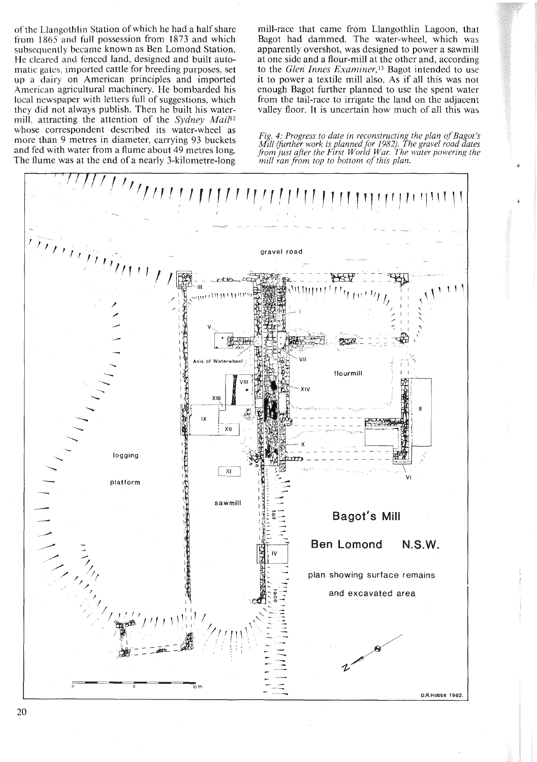of the Llangothlin Station of which he had a half share from 1865 and full possession from 1873 and which subsequently became known as Ben Lomond Station. He cleared and fenced land, designed and built automatic gates, imported cattle for breeding purposes, set up a dairy on American principles and imported American agricultural machinery. He bombarded his local newspaper with letters full of suggestions, which they did not always publish. Then he built his water-mill, attracting the attention of the *Sydney Mail*[12] whose correspondent described its water-wheel as more than 9 metres in diameter, carrying 93 buckets and fed with water from a flume about 49 metres long. The flume was at the end of a nearly 3-kilometre-long mill-race that came from Llangothlin Lagoon, that Bagot had dammed. The water-wheel, which was apparently overshot, was designed to power a sawmill at one side and a flour-mill at the other and, according to the *Glen Innes Examiner*,[13] Bagot intended to use it to power a textile mill also. As if all this was not enough Bagot further planned to use the spent water from the tail-race to irrigate the land on the adjacent valley floor. It is uncertain how much of all this was

*Fig. 4: Progress to date in reconstructing the plan of Bagot's Mill (further work is planned for 1982). The gravel road dates from just after the First World War. The water powering the mill ran from top to bottom of this plan.*

Bagot's Mill

Ben Lomond N.S.W.

plan showing surface remains and excavated area

D.R.Hobbs 1982.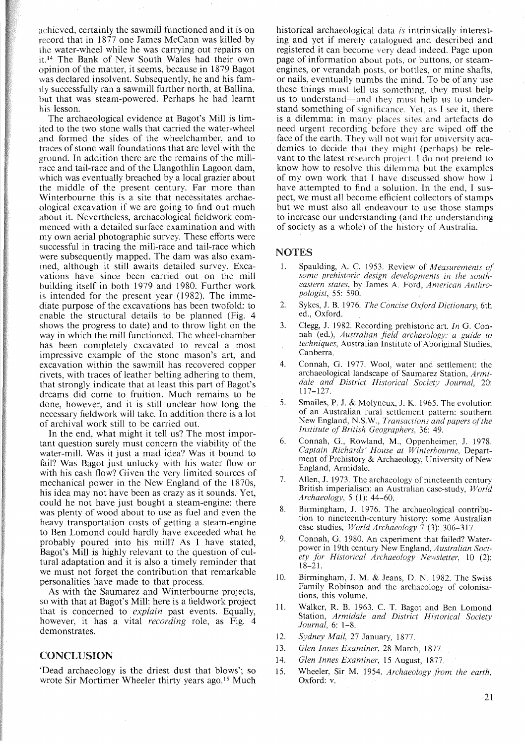achieved, certainly the sawmill functioned and it is on record that in 1877 one James McCann was killed by the water-wheel while he was carrying out repairs on it.[14] The Bank of New South Wales had their own opinion of the matter, it seems, because in 1879 Bagot was declared insolvent. Subsequently, he and his family successfully ran a sawmill further north, at Ballina, but that was steam-powered. Perhaps he had learnt his lesson.

The archaeological evidence at Bagot's Mill is limited to the two stone walls that carried the water-wheel and formed the sides of the wheelchamber, and to traces of stone wall foundations that are level with the ground. In addition there are the remains of the mill-race and tail-race and of the Llangothlin Lagoon dam, which was eventually breached by a local grazier about the middle of the present century. Far more than Winterbourne this is a site that necessitates archaeological excavation if we are going to find out much about it. Nevertheless, archaeological fieldwork commenced with a detailed surface examination and with my own aerial photographic survey. These efforts were successful in tracing the mill-race and tail-race which were subsequently mapped. The dam was also examined, although it still awaits detailed survey. Excavations have since been carried out on the mill building itself in both 1979 and 1980. Further work is intended for the present year (1982). The immediate purpose of the excavations has been twofold: to enable the structural details to be planned (Fig. 4 shows the progress to date) and to throw light on the way in which the mill functioned. The wheel-chamber has been completely excavated to reveal a most impressive example of the stone mason's art, and excavation within the sawmill has recovered copper rivets, with traces of leather belting adhering to them, that strongly indicate that at least this part of Bagot's dreams did come to fruition. Much remains to be done, however, and it is still unclear how long the necessary fieldwork will take. In addition there is a lot of archival work still to be carried out.

In the end, what might it tell us? The most important question surely must concern the viability of the water-mill. Was it just a mad idea? Was it bound to fail? Was Bagot just unlucky with his water flow or with his cash flow? Given the very limited sources of mechanical power in the New England of the 1870s, his idea may not have been as crazy as it sounds. Yet, could he not have just bought a steam-engine: there was plenty of wood about to use as fuel and even the heavy transportation costs of getting a steam-engine to Ben Lomond could hardly have exceeded what he probably poured into his mill? As I have stated, Bagot's Mill is highly relevant to the question of cultural adaptation and it is also a timely reminder that we must not forget the contribution that remarkable personalities have made to that process.

As with the Saumarez and Winterbourne projects, so with that at Bagot's Mill: here is a fieldwork project that is concerned to *explain* past events. Equally, however, it has a vital *recording* role, as Fig. 4 demonstrates.

## CONCLUSION

'Dead archaeology is the driest dust that blows'; so wrote Sir Mortimer Wheeler thirty years ago.[15] Much historical archaeological data *is* intrinsically interesting and yet if merely catalogued and described and registered it can become very dead indeed. Page upon page of information about pots, or buttons, or steam-engines, or verandah posts, or bottles, or mine shafts, or nails, eventually numbs the mind. To be of any use these things must tell us something, they must help us to understand—and they must help us to understand something of significance. Yet, as I see it, there is a dilemma: in many places sites and artefacts do need urgent recording before they are wiped off the face of the earth. They will not wait for university academics to decide that they might (perhaps) be relevant to the latest research project. I do not pretend to know how to resolve this dilemma but the examples of my own work that I have discussed show how I have attempted to find a solution. In the end, I suspect, we must all become efficient collectors of stamps but we must also all endeavour to use those stamps to increase our understanding (and the understanding of society as a whole) of the history of Australia.

## NOTES

1. Spaulding, A. C. 1953. Review of *Measurements of some prehistoric design developments in the south-eastern states*, by James A. Ford, *American Anthropologist*, 55: 590.
2. Sykes, J. B. 1976. *The Concise Oxford Dictionary*, 6th ed., Oxford.
3. Clegg, J. 1982. Recording prehistoric art. *In* G. Connah (ed.), *Australian field archaeology: a guide to techniques*, Australian Institute of Aboriginal Studies, Canberra.
4. Connah, G. 1977. Wool, water and settlement: the archaeological landscape of Saumarez Station, *Armidale and District Historical Society Journal*, 20: 117–127.
5. Smailes, P. J. & Molyneux, J. K. 1965. The evolution of an Australian rural settlement pattern: southern New England, N.S.W., *Transactions and papers of the Institute of British Geographers*, 36: 49.
6. Connah, G., Rowland, M., Oppenheimer, J. 1978. *Captain Richards' House at Winterbourne*, Department of Prehistory & Archaeology, University of New England, Armidale.
7. Allen, J. 1973. The archaeology of nineteenth century British imperialism: an Australian case-study, *World Archaeology*, 5 (1): 44–60.
8. Birmingham, J. 1976. The archaeological contribution to nineteenth-century history: some Australian case studies, *World Archaeology* 7 (3): 306–317.
9. Connah, G. 1980. An experiment that failed? Water-power in 19th century New England, *Australian Society for Historical Archaeology Newsletter*, 10 (2): 18–21.
10. Birmingham, J. M. & Jeans, D. N. 1982. The Swiss Family Robinson and the archaeology of colonisations, this volume.
11. Walker, R. B. 1963. C. T. Bagot and Ben Lomond Station, *Armidale and District Historical Society Journal*, 6: 1–8.
12. *Sydney Mail*, 27 January, 1877.
13. *Glen Innes Examiner*, 28 March, 1877.
14. *Glen Innes Examiner*, 15 August, 1877.
15. Wheeler, Sir M. 1954. *Archaeology from the earth*, Oxford: v.